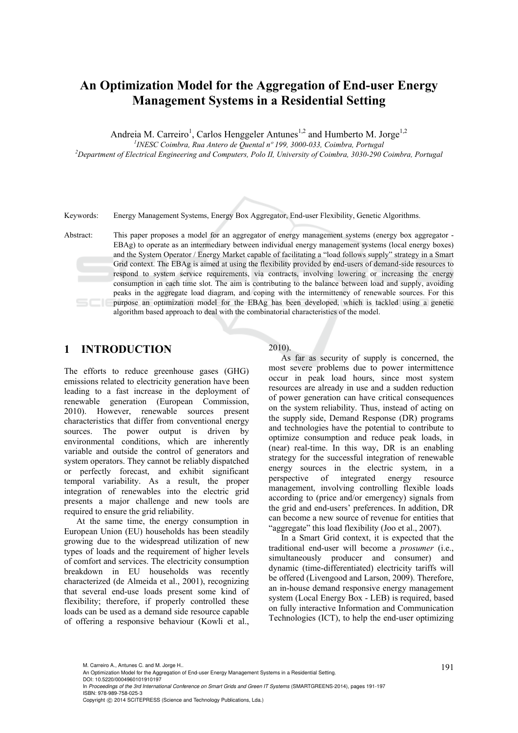# An Optimization Model for the Aggregation of End-user Energy Management Systems in a Residential Setting

Andreia M. Carreiro[1], Carlos Henggeler Antunes[1,2] and Humberto M. Jorge[1,2]

[1]INESC Coimbra, Rua Antero de Quental nº 199, 3000-033, Coimbra, Portugal

[2]Department of Electrical Engineering and Computers, Polo II, University of Coimbra, 3030-290 Coimbra, Portugal

Keywords: Energy Management Systems, Energy Box Aggregator, End-user Flexibility, Genetic Algorithms.

Abstract: This paper proposes a model for an aggregator of energy management systems (energy box aggregator - EBAg) to operate as an intermediary between individual energy management systems (local energy boxes) and the System Operator / Energy Market capable of facilitating a "load follows supply" strategy in a Smart Grid context. The EBAg is aimed at using the flexibility provided by end-users of demand-side resources to respond to system service requirements, via contracts, involving lowering or increasing the energy consumption in each time slot. The aim is contributing to the balance between load and supply, avoiding peaks in the aggregate load diagram, and coping with the intermittency of renewable sources. For this purpose an optimization model for the EBAg has been developed, which is tackled using a genetic algorithm based approach to deal with the combinatorial characteristics of the model.

## 1 INTRODUCTION

The efforts to reduce greenhouse gases (GHG) emissions related to electricity generation have been leading to a fast increase in the deployment of renewable generation (European Commission, 2010). However, renewable sources present characteristics that differ from conventional energy sources. The power output is driven by environmental conditions, which are inherently variable and outside the control of generators and system operators. They cannot be reliably dispatched or perfectly forecast, and exhibit significant temporal variability. As a result, the proper integration of renewables into the electric grid presents a major challenge and new tools are required to ensure the grid reliability.

At the same time, the energy consumption in European Union (EU) households has been steadily growing due to the widespread utilization of new types of loads and the requirement of higher levels of comfort and services. The electricity consumption breakdown in EU households was recently characterized (de Almeida et al., 2001), recognizing that several end-use loads present some kind of flexibility; therefore, if properly controlled these loads can be used as a demand side resource capable of offering a responsive behaviour (Kowli et al., 2010).

As far as security of supply is concerned, the most severe problems due to power intermittence occur in peak load hours, since most system resources are already in use and a sudden reduction of power generation can have critical consequences on the system reliability. Thus, instead of acting on the supply side, Demand Response (DR) programs and technologies have the potential to contribute to optimize consumption and reduce peak loads, in (near) real-time. In this way, DR is an enabling strategy for the successful integration of renewable energy sources in the electric system, in a perspective of integrated energy resource management, involving controlling flexible loads according to (price and/or emergency) signals from the grid and end-users' preferences. In addition, DR can become a new source of revenue for entities that "aggregate" this load flexibility (Joo et al., 2007).

In a Smart Grid context, it is expected that the traditional end-user will become a *prosumer* (i.e., simultaneously producer and consumer) and dynamic (time-differentiated) electricity tariffs will be offered (Livengood and Larson, 2009). Therefore, an in-house demand responsive energy management system (Local Energy Box - LEB) is required, based on fully interactive Information and Communication Technologies (ICT), to help the end-user optimizing

M. Carreiro A., Antunes C. and M. Jorge H..
An Optimization Model for the Aggregation of End-user Energy Management Systems in a Residential Setting.
DOI: 10.5220/0004960101910197
In *Proceedings of the 3rd International Conference on Smart Grids and Green IT Systems* (SMARTGREENS-2014), pages 191-197
ISBN: 978-989-758-025-3
Copyright © 2014 SCITEPRESS (Science and Technology Publications, Lda.)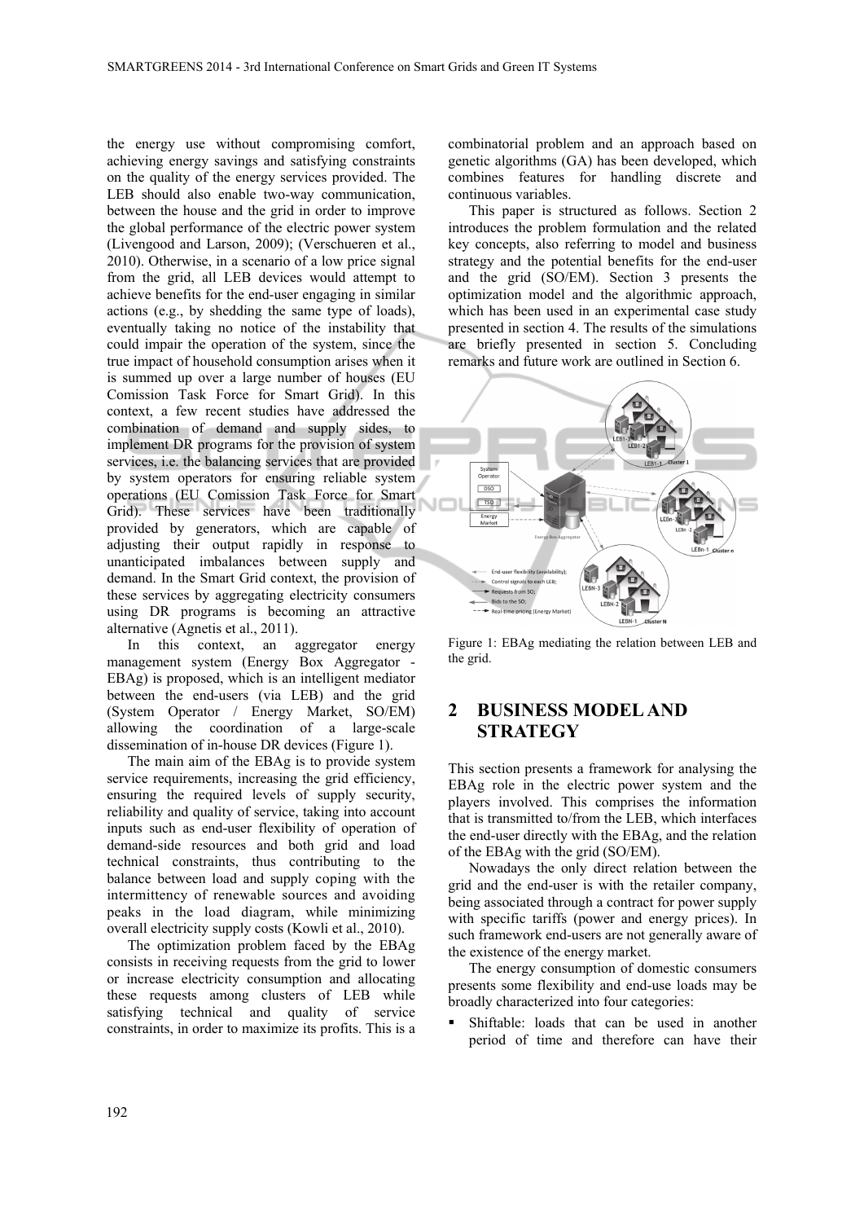the energy use without compromising comfort, achieving energy savings and satisfying constraints on the quality of the energy services provided. The LEB should also enable two-way communication, between the house and the grid in order to improve the global performance of the electric power system (Livengood and Larson, 2009); (Verschueren et al., 2010). Otherwise, in a scenario of a low price signal from the grid, all LEB devices would attempt to achieve benefits for the end-user engaging in similar actions (e.g., by shedding the same type of loads), eventually taking no notice of the instability that could impair the operation of the system, since the true impact of household consumption arises when it is summed up over a large number of houses (EU Comission Task Force for Smart Grid). In this context, a few recent studies have addressed the combination of demand and supply sides, to implement DR programs for the provision of system services, i.e. the balancing services that are provided by system operators for ensuring reliable system operations (EU Comission Task Force for Smart Grid). These services have been traditionally provided by generators, which are capable of adjusting their output rapidly in response to unanticipated imbalances between supply and demand. In the Smart Grid context, the provision of these services by aggregating electricity consumers using DR programs is becoming an attractive alternative (Agnetis et al., 2011).

In this context, an aggregator energy management system (Energy Box Aggregator - EBAg) is proposed, which is an intelligent mediator between the end-users (via LEB) and the grid (System Operator / Energy Market, SO/EM) allowing the coordination of a large-scale dissemination of in-house DR devices (Figure 1).

The main aim of the EBAg is to provide system service requirements, increasing the grid efficiency, ensuring the required levels of supply security, reliability and quality of service, taking into account inputs such as end-user flexibility of operation of demand-side resources and both grid and load technical constraints, thus contributing to the balance between load and supply coping with the intermittency of renewable sources and avoiding peaks in the load diagram, while minimizing overall electricity supply costs (Kowli et al., 2010).

The optimization problem faced by the EBAg consists in receiving requests from the grid to lower or increase electricity consumption and allocating these requests among clusters of LEB while satisfying technical and quality of service constraints, in order to maximize its profits. This is a combinatorial problem and an approach based on genetic algorithms (GA) has been developed, which combines features for handling discrete and continuous variables.

This paper is structured as follows. Section 2 introduces the problem formulation and the related key concepts, also referring to model and business strategy and the potential benefits for the end-user and the grid (SO/EM). Section 3 presents the optimization model and the algorithmic approach, which has been used in an experimental case study presented in section 4. The results of the simulations are briefly presented in section 5. Concluding remarks and future work are outlined in Section 6.

Figure 1: EBAg mediating the relation between LEB and the grid.

## 2 BUSINESS MODEL AND STRATEGY

This section presents a framework for analysing the EBAg role in the electric power system and the players involved. This comprises the information that is transmitted to/from the LEB, which interfaces the end-user directly with the EBAg, and the relation of the EBAg with the grid (SO/EM).

Nowadays the only direct relation between the grid and the end-user is with the retailer company, being associated through a contract for power supply with specific tariffs (power and energy prices). In such framework end-users are not generally aware of the existence of the energy market.

The energy consumption of domestic consumers presents some flexibility and end-use loads may be broadly characterized into four categories:

- Shiftable: loads that can be used in another period of time and therefore can have their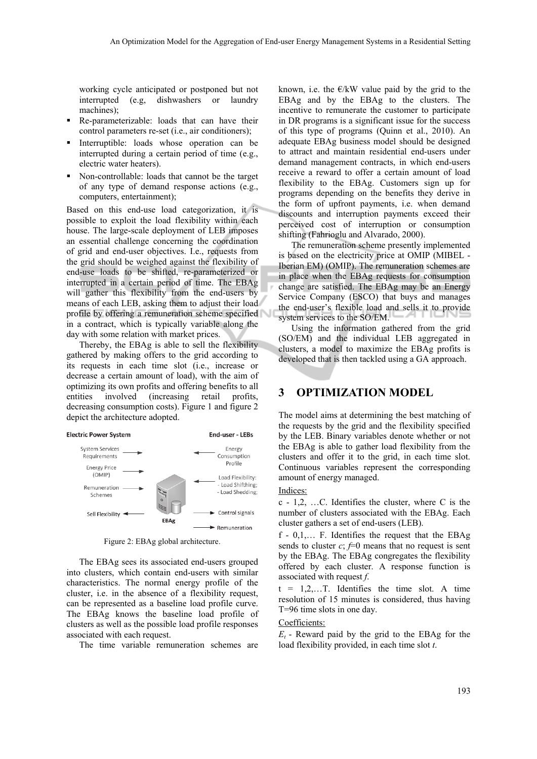working cycle anticipated or postponed but not interrupted (e.g, dishwashers or laundry machines);

- Re-parameterizable: loads that can have their control parameters re-set (i.e., air conditioners);
- Interruptible: loads whose operation can be interrupted during a certain period of time (e.g., electric water heaters).
- Non-controllable: loads that cannot be the target of any type of demand response actions (e.g., computers, entertainment);

Based on this end-use load categorization, it is possible to exploit the load flexibility within each house. The large-scale deployment of LEB imposes an essential challenge concerning the coordination of grid and end-user objectives. I.e., requests from the grid should be weighed against the flexibility of end-use loads to be shifted, re-parameterized or interrupted in a certain period of time. The EBAg will gather this flexibility from the end-users by means of each LEB, asking them to adjust their load profile by offering a remuneration scheme specified in a contract, which is typically variable along the day with some relation with market prices.

Thereby, the EBAg is able to sell the flexibility gathered by making offers to the grid according to its requests in each time slot (i.e., increase or decrease a certain amount of load), with the aim of optimizing its own profits and offering benefits to all entities involved (increasing retail profits, decreasing consumption costs). Figure 1 and figure 2 depict the architecture adopted.

Figure 2: EBAg global architecture.

The EBAg sees its associated end-users grouped into clusters, which contain end-users with similar characteristics. The normal energy profile of the cluster, i.e. in the absence of a flexibility request, can be represented as a baseline load profile curve. The EBAg knows the baseline load profile of clusters as well as the possible load profile responses associated with each request.

The time variable remuneration schemes are known, i.e. the €/kW value paid by the grid to the EBAg and by the EBAg to the clusters. The incentive to remunerate the customer to participate in DR programs is a significant issue for the success of this type of programs (Quinn et al., 2010). An adequate EBAg business model should be designed to attract and maintain residential end-users under demand management contracts, in which end-users receive a reward to offer a certain amount of load flexibility to the EBAg. Customers sign up for programs depending on the benefits they derive in the form of upfront payments, i.e. when demand discounts and interruption payments exceed their perceived cost of interruption or consumption shifting (Fahrioglu and Alvarado, 2000).

The remuneration scheme presently implemented is based on the electricity price at OMIP (MIBEL - Iberian EM) (OMIP). The remuneration schemes are in place when the EBAg requests for consumption change are satisfied. The EBAg may be an Energy Service Company (ESCO) that buys and manages the end-user's flexible load and sells it to provide system services to the SO/EM.

Using the information gathered from the grid (SO/EM) and the individual LEB aggregated in clusters, a model to maximize the EBAg profits is developed that is then tackled using a GA approach.

## 3 OPTIMIZATION MODEL

The model aims at determining the best matching of the requests by the grid and the flexibility specified by the LEB. Binary variables denote whether or not the EBAg is able to gather load flexibility from the clusters and offer it to the grid, in each time slot. Continuous variables represent the corresponding amount of energy managed.

Indices:

c - 1,2, …C. Identifies the cluster, where C is the number of clusters associated with the EBAg. Each cluster gathers a set of end-users (LEB).

f - 0,1,… F. Identifies the request that the EBAg sends to cluster *c*; *f*=0 means that no request is sent by the EBAg. The EBAg congregates the flexibility offered by each cluster. A response function is associated with request *f*.

t = 1,2,…T. Identifies the time slot. A time resolution of 15 minutes is considered, thus having T=96 time slots in one day.

Coefficients:

$E_t$ - Reward paid by the grid to the EBAg for the load flexibility provided, in each time slot *t*.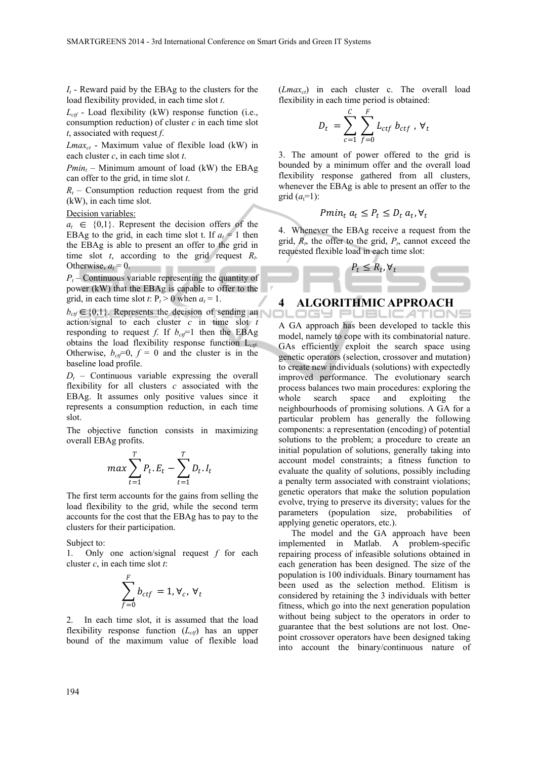$I_t$ - Reward paid by the EBAg to the clusters for the load flexibility provided, in each time slot $t$.

$L_{ctf}$ - Load flexibility (kW) response function (i.e., consumption reduction) of cluster $c$ in each time slot $t$, associated with request $f$.

$Lmax_{ct}$ - Maximum value of flexible load (kW) in each cluster $c$, in each time slot $t$.

$Pmin_t$ – Minimum amount of load (kW) the EBAg can offer to the grid, in time slot $t$.

$R_t$ – Consumption reduction request from the grid (kW), in each time slot.

Decision variables:

$a_t \in \{0,1\}$. Represent the decision offers of the EBAg to the grid, in each time slot t. If $a_t = 1$ then the EBAg is able to present an offer to the grid in time slot $t$, according to the grid request $R_t$. Otherwise, $a_t = 0$.

$P_t$ – Continuous variable representing the quantity of power (kW) that the EBAg is capable to offer to the grid, in each time slot $t$: $P_t > 0$ when $a_t = 1$.

$b_{ctf} \in \{0,1\}$. Represents the decision of sending an action/signal to each cluster $c$ in time slot $t$ responding to request $f$. If $b_{ctf}=1$ then the EBAg obtains the load flexibility response function $L_{ctf}$. Otherwise, $b_{ctf}=0$, $f = 0$ and the cluster is in the baseline load profile.

$D_t$ – Continuous variable expressing the overall flexibility for all clusters $c$ associated with the EBAg. It assumes only positive values since it represents a consumption reduction, in each time slot.

The objective function consists in maximizing overall EBAg profits.

$$max \sum_{t=1}^{T} P_t.E_t - \sum_{t=1}^{T} D_t.I_t$$

The first term accounts for the gains from selling the load flexibility to the grid, while the second term accounts for the cost that the EBAg has to pay to the clusters for their participation.

Subject to:

1. Only one action/signal request $f$ for each cluster $c$, in each time slot $t$:

$$\sum_{f=0}^{F} b_{ctf} = 1, \forall_c, \forall_t$$

2. In each time slot, it is assumed that the load flexibility response function ($L_{ctf}$) has an upper bound of the maximum value of flexible load ($Lmax_{ct}$) in each cluster c. The overall load flexibility in each time period is obtained:

$$D_t = \sum_{c=1}^{C} \sum_{f=0}^{F} L_{ctf}\, b_{ctf} \ , \forall_t$$

3. The amount of power offered to the grid is bounded by a minimum offer and the overall load flexibility response gathered from all clusters, whenever the EBAg is able to present an offer to the grid ($a_t$=1):

$$Pmin_t\, a_t \leq P_t \leq D_t\, a_t, \forall_t$$

4. Whenever the EBAg receive a request from the grid, $R_t$, the offer to the grid, $P_t$, cannot exceed the requested flexible load in each time slot:

$$P_t \leq R_t, \forall_t$$

# 4 ALGORITHMIC APPROACH

A GA approach has been developed to tackle this model, namely to cope with its combinatorial nature. GAs efficiently exploit the search space using genetic operators (selection, crossover and mutation) to create new individuals (solutions) with expectedly improved performance. The evolutionary search process balances two main procedures: exploring the whole search space and exploiting the neighbourhoods of promising solutions. A GA for a particular problem has generally the following components: a representation (encoding) of potential solutions to the problem; a procedure to create an initial population of solutions, generally taking into account model constraints; a fitness function to evaluate the quality of solutions, possibly including a penalty term associated with constraint violations; genetic operators that make the solution population evolve, trying to preserve its diversity; values for the parameters (population size, probabilities of applying genetic operators, etc.).

The model and the GA approach have been implemented in Matlab. A problem-specific repairing process of infeasible solutions obtained in each generation has been designed. The size of the population is 100 individuals. Binary tournament has been used as the selection method. Elitism is considered by retaining the 3 individuals with better fitness, which go into the next generation population without being subject to the operators in order to guarantee that the best solutions are not lost. One-point crossover operators have been designed taking into account the binary/continuous nature of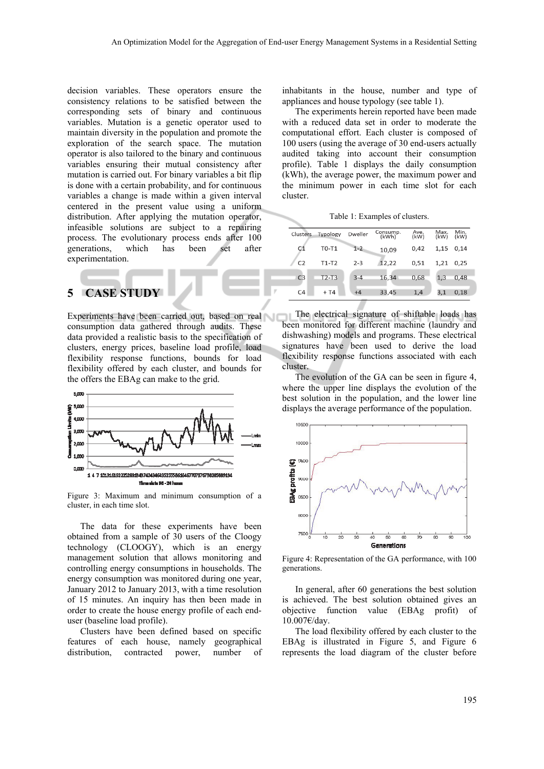decision variables. These operators ensure the consistency relations to be satisfied between the corresponding sets of binary and continuous variables. Mutation is a genetic operator used to maintain diversity in the population and promote the exploration of the search space. The mutation operator is also tailored to the binary and continuous variables ensuring their mutual consistency after mutation is carried out. For binary variables a bit flip is done with a certain probability, and for continuous variables a change is made within a given interval centered in the present value using a uniform distribution. After applying the mutation operator, infeasible solutions are subject to a repairing process. The evolutionary process ends after 100 generations, which has been set after experimentation.

## 5 CASE STUDY

Experiments have been carried out, based on real consumption data gathered through audits. These data provided a realistic basis to the specification of clusters, energy prices, baseline load profile, load flexibility response functions, bounds for load flexibility offered by each cluster, and bounds for the offers the EBAg can make to the grid.

Figure 3: Maximum and minimum consumption of a cluster, in each time slot.

The data for these experiments have been obtained from a sample of 30 users of the Cloogy technology (CLOOGY), which is an energy management solution that allows monitoring and controlling energy consumptions in households. The energy consumption was monitored during one year, January 2012 to January 2013, with a time resolution of 15 minutes. An inquiry has then been made in order to create the house energy profile of each end-user (baseline load profile).

Clusters have been defined based on specific features of each house, namely geographical distribution, contracted power, number of inhabitants in the house, number and type of appliances and house typology (see table 1).

The experiments herein reported have been made with a reduced data set in order to moderate the computational effort. Each cluster is composed of 100 users (using the average of 30 end-users actually audited taking into account their consumption profile). Table 1 displays the daily consumption (kWh), the average power, the maximum power and the minimum power in each time slot for each cluster.

Table 1: Examples of clusters.

| Clusters | Typology | Dweller | Consump. (kWh) | Ave. (kW) | Max. (kW) | Min. (kW) |
|---|---|---|---|---|---|---|
| C1 | T0-T1 | 1-2 | 10,09 | 0,42 | 1,15 | 0,14 |
| C2 | T1-T2 | 2-3 | 12,22 | 0,51 | 1,21 | 0,25 |
| C3 | T2-T3 | 3-4 | 16,34 | 0,68 | 1,3 | 0,48 |
| C4 | + T4 | +4 | 33,45 | 1,4 | 3,1 | 0,18 |

The electrical signature of shiftable loads has been monitored for different machine (laundry and dishwashing) models and programs. These electrical signatures have been used to derive the load flexibility response functions associated with each cluster.

The evolution of the GA can be seen in figure 4, where the upper line displays the evolution of the best solution in the population, and the lower line displays the average performance of the population.

Figure 4: Representation of the GA performance, with 100 generations.

In general, after 60 generations the best solution is achieved. The best solution obtained gives an objective function value (EBAg profit) of 10.007€/day.

The load flexibility offered by each cluster to the EBAg is illustrated in Figure 5, and Figure 6 represents the load diagram of the cluster before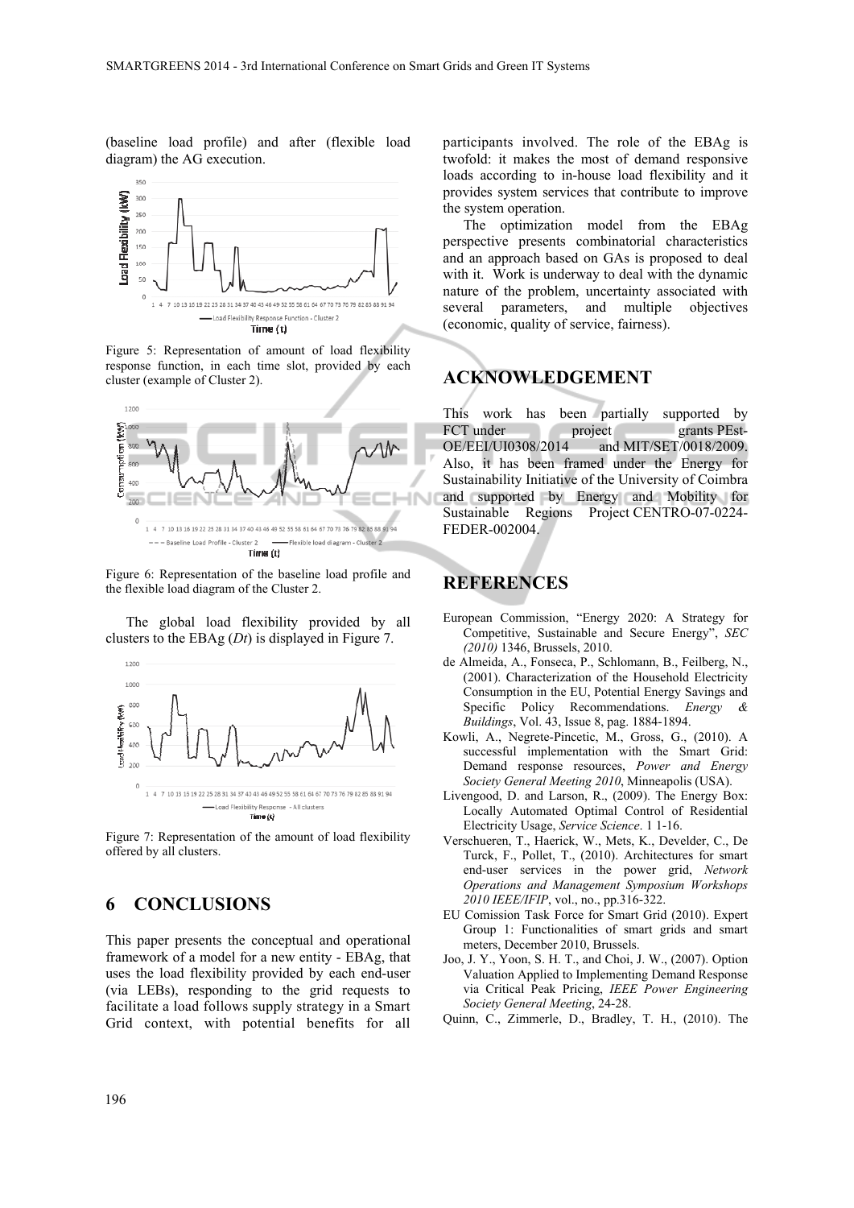(baseline load profile) and after (flexible load diagram) the AG execution.

Figure 5: Representation of amount of load flexibility response function, in each time slot, provided by each cluster (example of Cluster 2).

Figure 6: Representation of the baseline load profile and the flexible load diagram of the Cluster 2.

The global load flexibility provided by all clusters to the EBAg (*Dt*) is displayed in Figure 7.

Figure 7: Representation of the amount of load flexibility offered by all clusters.

## 6 CONCLUSIONS

This paper presents the conceptual and operational framework of a model for a new entity - EBAg, that uses the load flexibility provided by each end-user (via LEBs), responding to the grid requests to facilitate a load follows supply strategy in a Smart Grid context, with potential benefits for all participants involved. The role of the EBAg is twofold: it makes the most of demand responsive loads according to in-house load flexibility and it provides system services that contribute to improve the system operation.

The optimization model from the EBAg perspective presents combinatorial characteristics and an approach based on GAs is proposed to deal with it. Work is underway to deal with the dynamic nature of the problem, uncertainty associated with several parameters, and multiple objectives (economic, quality of service, fairness).

## ACKNOWLEDGEMENT

This work has been partially supported by FCT under project grants PEst-OE/EEI/UI0308/2014 and MIT/SET/0018/2009. Also, it has been framed under the Energy for Sustainability Initiative of the University of Coimbra and supported by Energy and Mobility for Sustainable Regions Project CENTRO-07-0224-FEDER-002004.

## REFERENCES

European Commission, "Energy 2020: A Strategy for Competitive, Sustainable and Secure Energy", *SEC (2010)* 1346, Brussels, 2010.

de Almeida, A., Fonseca, P., Schlomann, B., Feilberg, N., (2001). Characterization of the Household Electricity Consumption in the EU, Potential Energy Savings and Specific Policy Recommendations. *Energy & Buildings*, Vol. 43, Issue 8, pag. 1884-1894.

Kowli, A., Negrete-Pincetic, M., Gross, G., (2010). A successful implementation with the Smart Grid: Demand response resources, *Power and Energy Society General Meeting 2010*, Minneapolis (USA).

Livengood, D. and Larson, R., (2009). The Energy Box: Locally Automated Optimal Control of Residential Electricity Usage, *Service Science*. 1 1-16.

Verschueren, T., Haerick, W., Mets, K., Develder, C., De Turck, F., Pollet, T., (2010). Architectures for smart end-user services in the power grid, *Network Operations and Management Symposium Workshops 2010 IEEE/IFIP*, vol., no., pp.316-322.

EU Comission Task Force for Smart Grid (2010). Expert Group 1: Functionalities of smart grids and smart meters, December 2010, Brussels.

Joo, J. Y., Yoon, S. H. T., and Choi, J. W., (2007). Option Valuation Applied to Implementing Demand Response via Critical Peak Pricing, *IEEE Power Engineering Society General Meeting*, 24-28.

Quinn, C., Zimmerle, D., Bradley, T. H., (2010). The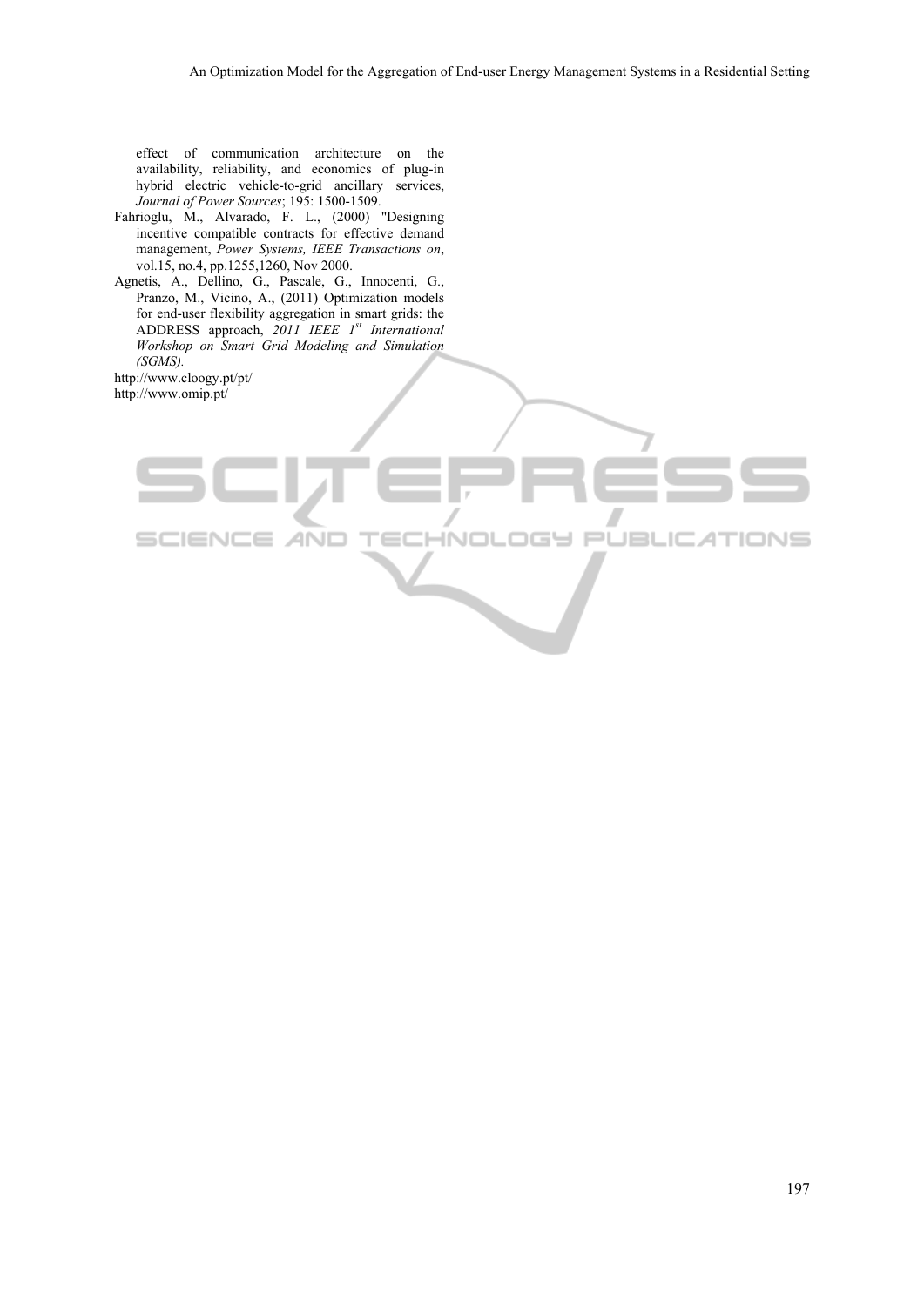effect of communication architecture on the availability, reliability, and economics of plug-in hybrid electric vehicle-to-grid ancillary services, *Journal of Power Sources*; 195: 1500-1509.

Fahrioglu, M., Alvarado, F. L., (2000) "Designing incentive compatible contracts for effective demand management, *Power Systems, IEEE Transactions on*, vol.15, no.4, pp.1255,1260, Nov 2000.

Agnetis, A., Dellino, G., Pascale, G., Innocenti, G., Pranzo, M., Vicino, A., (2011) Optimization models for end-user flexibility aggregation in smart grids: the ADDRESS approach, *2011 IEEE 1st International Workshop on Smart Grid Modeling and Simulation (SGMS).*

http://www.cloogy.pt/pt/

http://www.omip.pt/